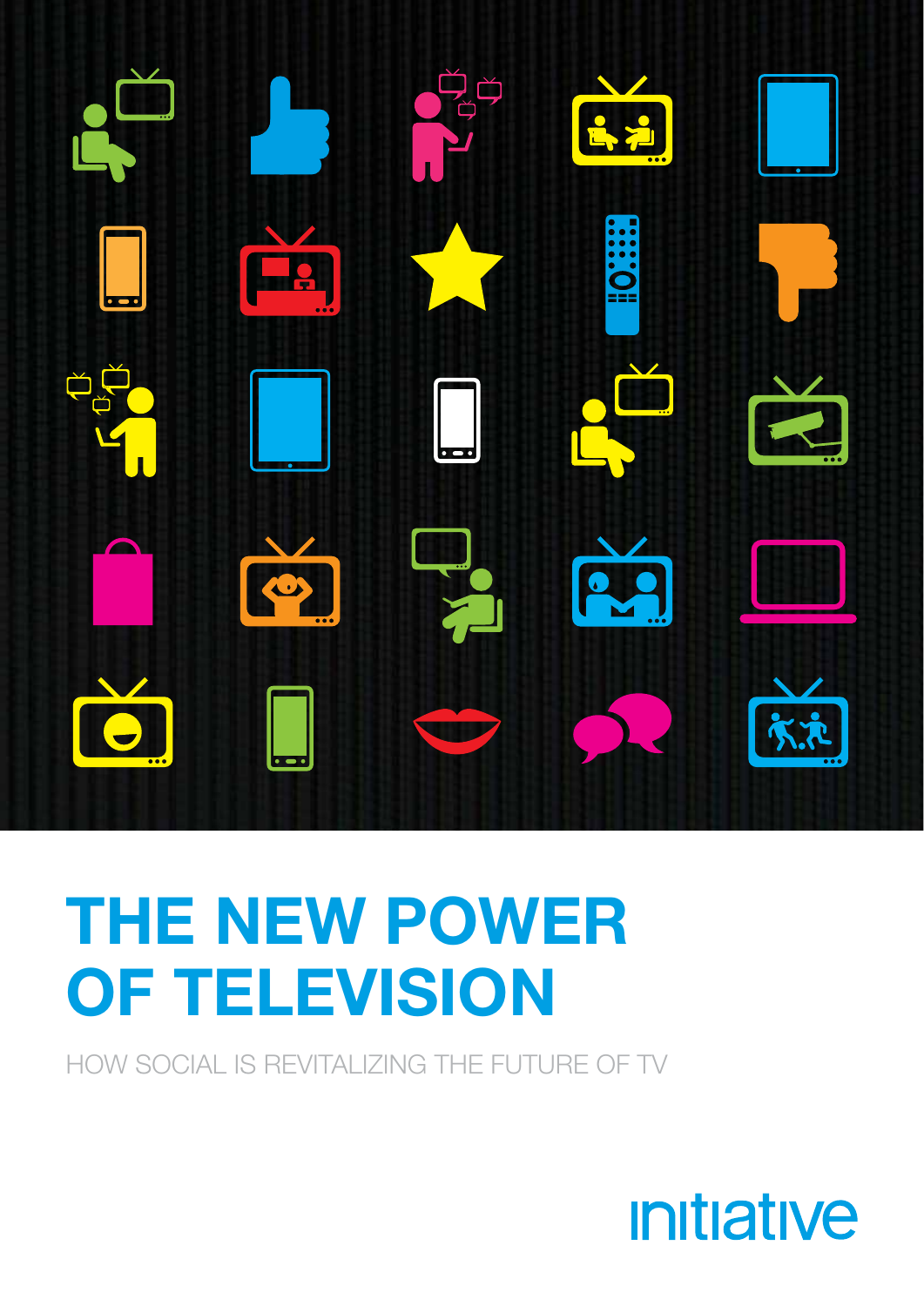# THE NEW POWER OF TELEVISION

HOW SOCIAL IS REVITALIZING THE FUTURE OF TV

initiative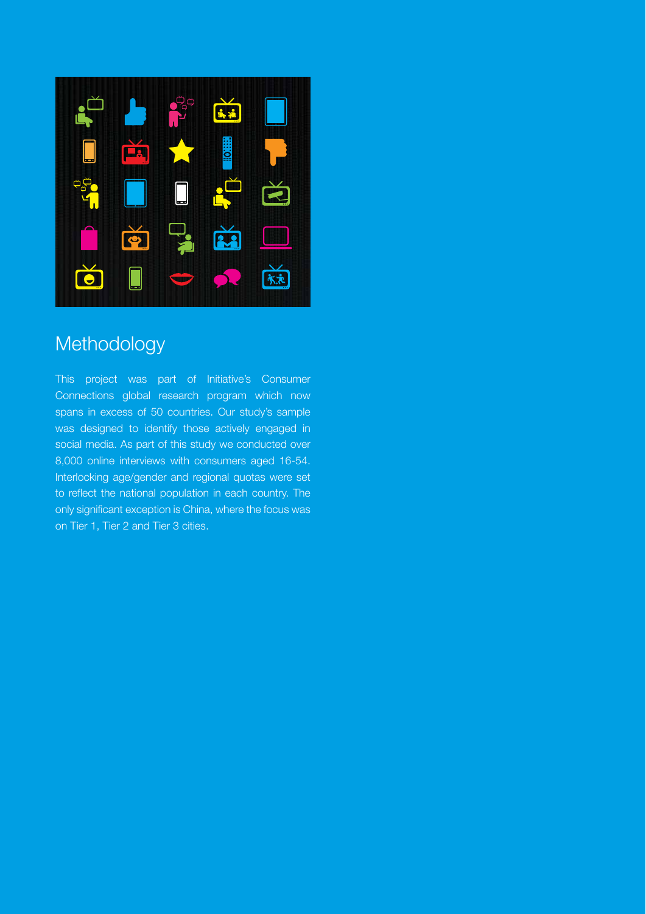# Methodology

This project was part of Initiative's Consumer Connections global research program which now spans in excess of 50 countries. Our study's sample was designed to identify those actively engaged in social media. As part of this study we conducted over 8,000 online interviews with consumers aged 16-54. Interlocking age/gender and regional quotas were set to reflect the national population in each country. The only significant exception is China, where the focus was on Tier 1, Tier 2 and Tier 3 cities.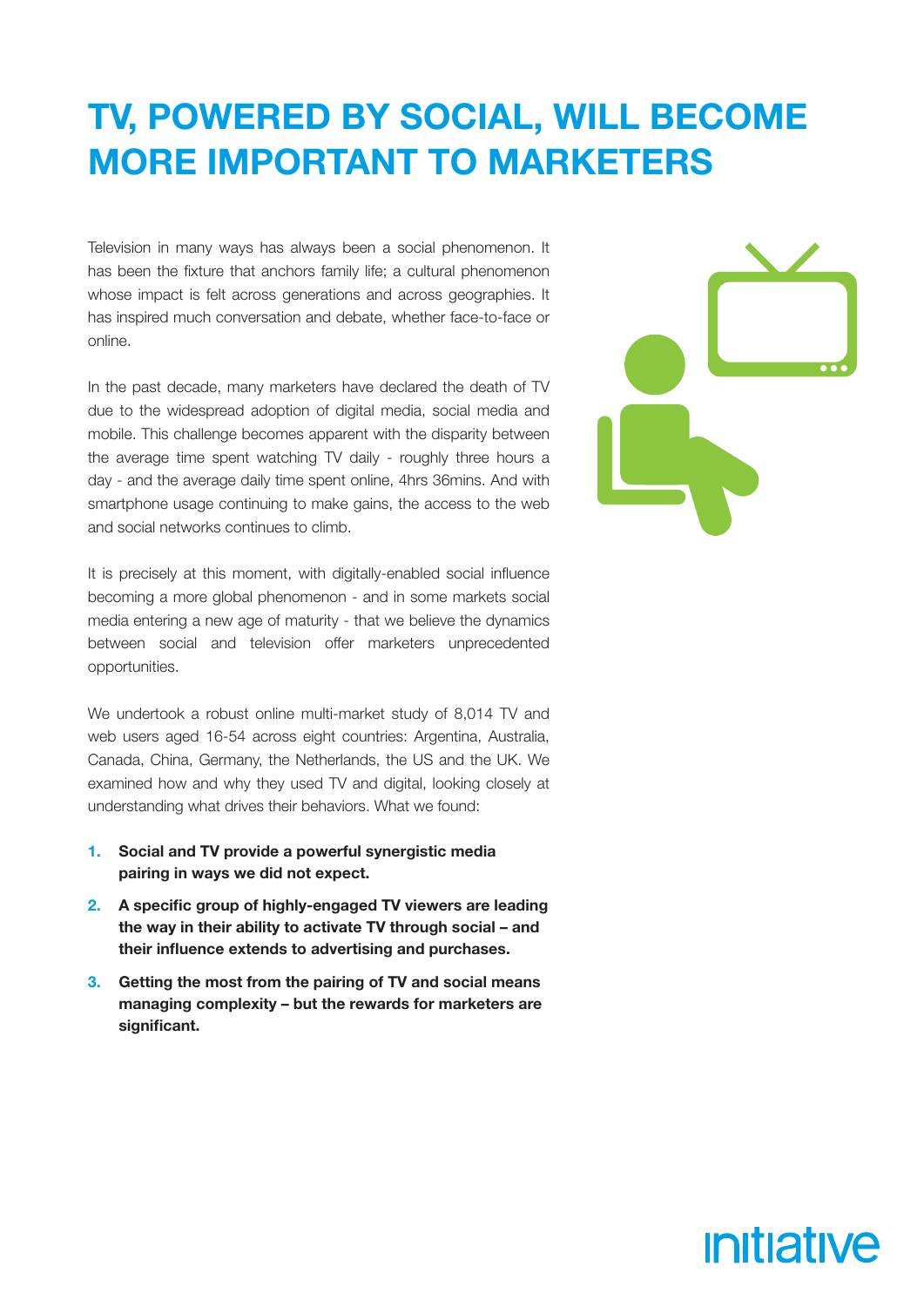# TV, POWERED BY SOCIAL, WILL BECOME MORE IMPORTANT TO MARKETERS

Television in many ways has always been a social phenomenon. It has been the fixture that anchors family life; a cultural phenomenon whose impact is felt across generations and across geographies. It has inspired much conversation and debate, whether face-to-face or online.

In the past decade, many marketers have declared the death of TV due to the widespread adoption of digital media, social media and mobile. This challenge becomes apparent with the disparity between the average time spent watching TV daily - roughly three hours a day - and the average daily time spent online, 4hrs 36mins. And with smartphone usage continuing to make gains, the access to the web and social networks continues to climb.

It is precisely at this moment, with digitally-enabled social influence becoming a more global phenomenon - and in some markets social media entering a new age of maturity - that we believe the dynamics between social and television offer marketers unprecedented opportunities.

We undertook a robust online multi-market study of 8,014 TV and web users aged 16-54 across eight countries: Argentina, Australia, Canada, China, Germany, the Netherlands, the US and the UK. We examined how and why they used TV and digital, looking closely at understanding what drives their behaviors. What we found:

1. **Social and TV provide a powerful synergistic media pairing in ways we did not expect.**
2. **A specific group of highly-engaged TV viewers are leading the way in their ability to activate TV through social – and their influence extends to advertising and purchases.**
3. **Getting the most from the pairing of TV and social means managing complexity – but the rewards for marketers are significant.**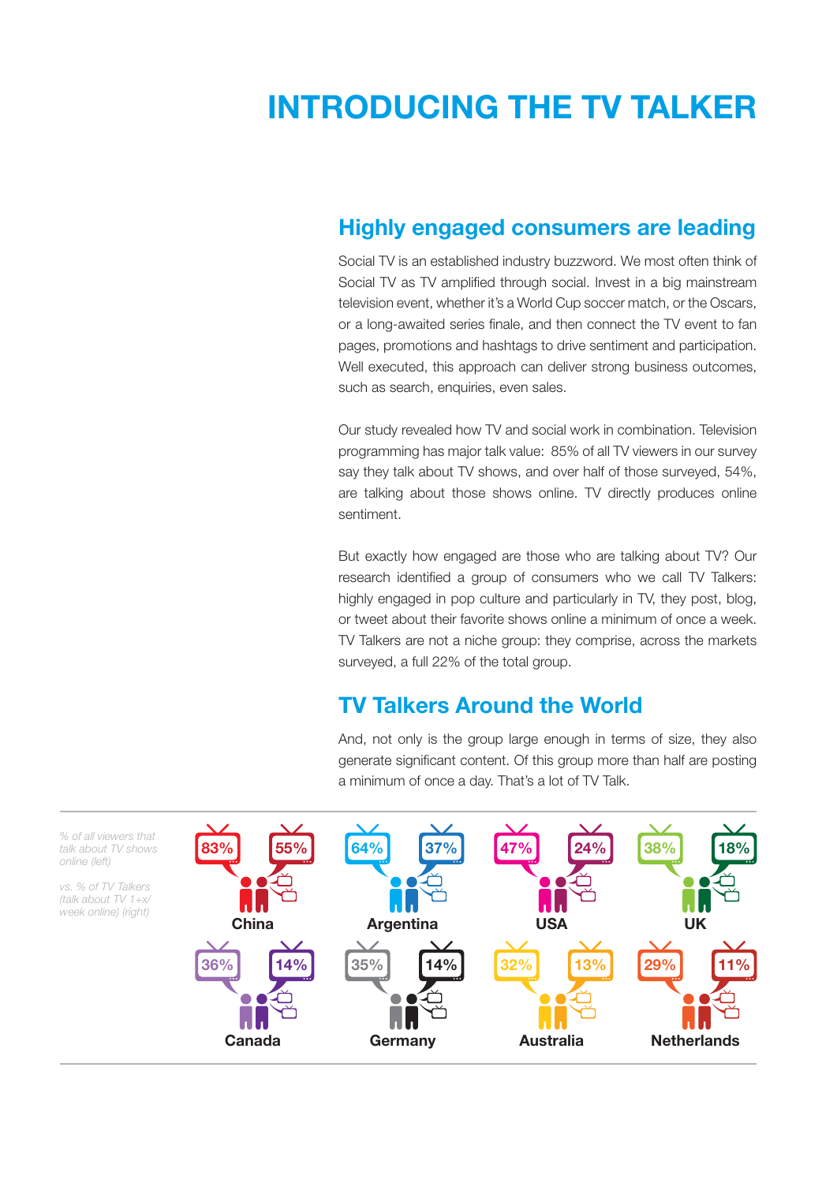# INTRODUCING THE TV TALKER

## Highly engaged consumers are leading

Social TV is an established industry buzzword. We most often think of Social TV as TV amplified through social. Invest in a big mainstream television event, whether it's a World Cup soccer match, or the Oscars, or a long-awaited series finale, and then connect the TV event to fan pages, promotions and hashtags to drive sentiment and participation. Well executed, this approach can deliver strong business outcomes, such as search, enquiries, even sales.

Our study revealed how TV and social work in combination. Television programming has major talk value: 85% of all TV viewers in our survey say they talk about TV shows, and over half of those surveyed, 54%, are talking about those shows online. TV directly produces online sentiment.

But exactly how engaged are those who are talking about TV? Our research identified a group of consumers who we call TV Talkers: highly engaged in pop culture and particularly in TV, they post, blog, or tweet about their favorite shows online a minimum of once a week. TV Talkers are not a niche group: they comprise, across the markets surveyed, a full 22% of the total group.

## TV Talkers Around the World

And, not only is the group large enough in terms of size, they also generate significant content. Of this group more than half are posting a minimum of once a day. That's a lot of TV Talk.

*% of all viewers that talk about TV shows online (left)*

*vs. % of TV Talkers (talk about TV 1+x/week online) (right)*

| Country | % of all viewers that talk about TV shows online | % of TV Talkers |
|---|---|---|
| China | 83% | 55% |
| Argentina | 64% | 37% |
| USA | 47% | 24% |
| UK | 38% | 18% |
| Canada | 36% | 14% |
| Germany | 35% | 14% |
| Australia | 32% | 13% |
| Netherlands | 29% | 11% |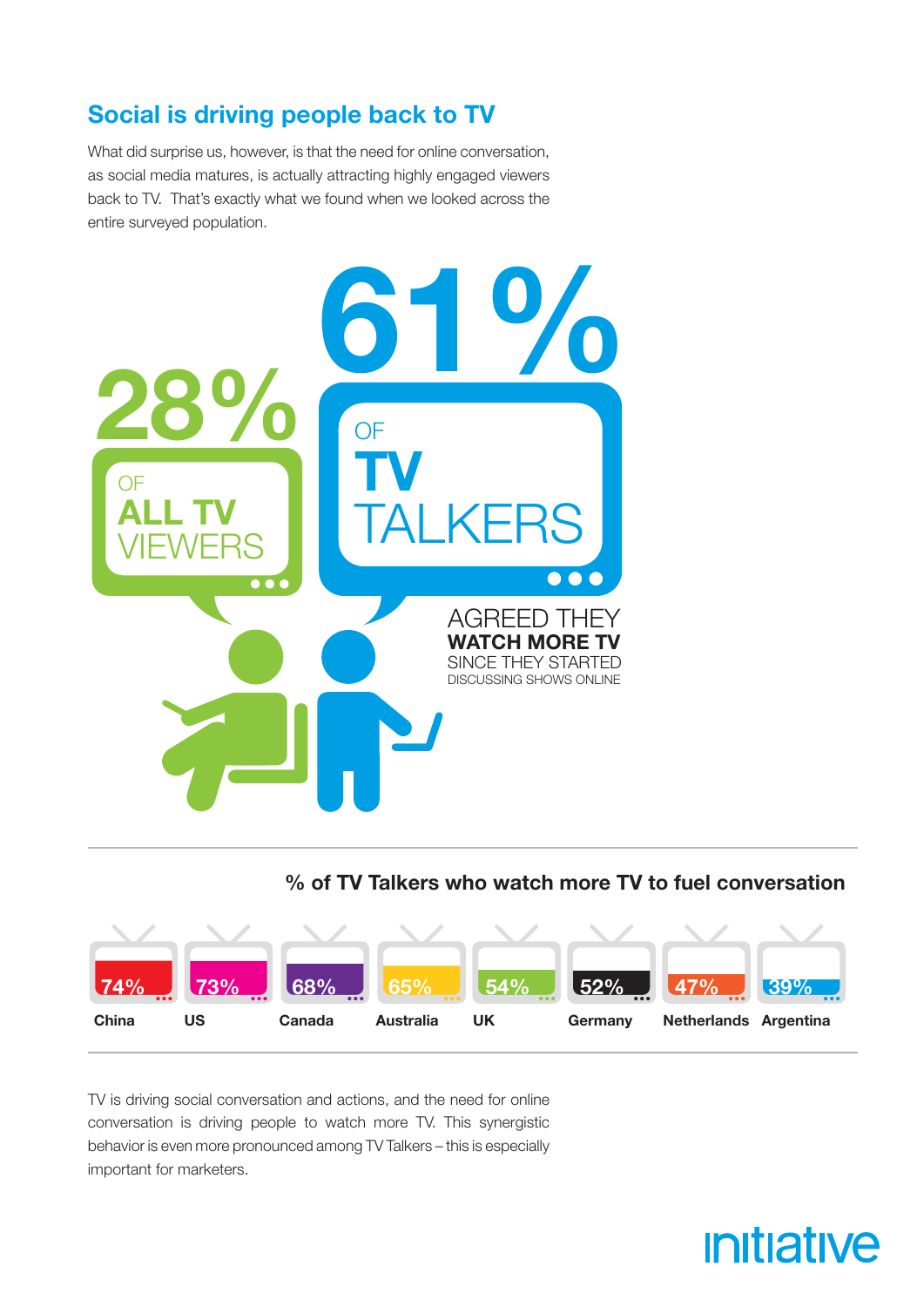## Social is driving people back to TV

What did surprise us, however, is that the need for online conversation, as social media matures, is actually attracting highly engaged viewers back to TV. That's exactly what we found when we looked across the entire surveyed population.

**28%** OF **ALL TV** VIEWERS

**61%** OF **TV** TALKERS

AGREED THEY **WATCH MORE TV** SINCE THEY STARTED DISCUSSING SHOWS ONLINE

### % of TV Talkers who watch more TV to fuel conversation

| China | US | Canada | Australia | UK | Germany | Netherlands | Argentina |
|---|---|---|---|---|---|---|---|
| 74% | 73% | 68% | 65% | 54% | 52% | 47% | 39% |

TV is driving social conversation and actions, and the need for online conversation is driving people to watch more TV. This synergistic behavior is even more pronounced among TV Talkers – this is especially important for marketers.

initiative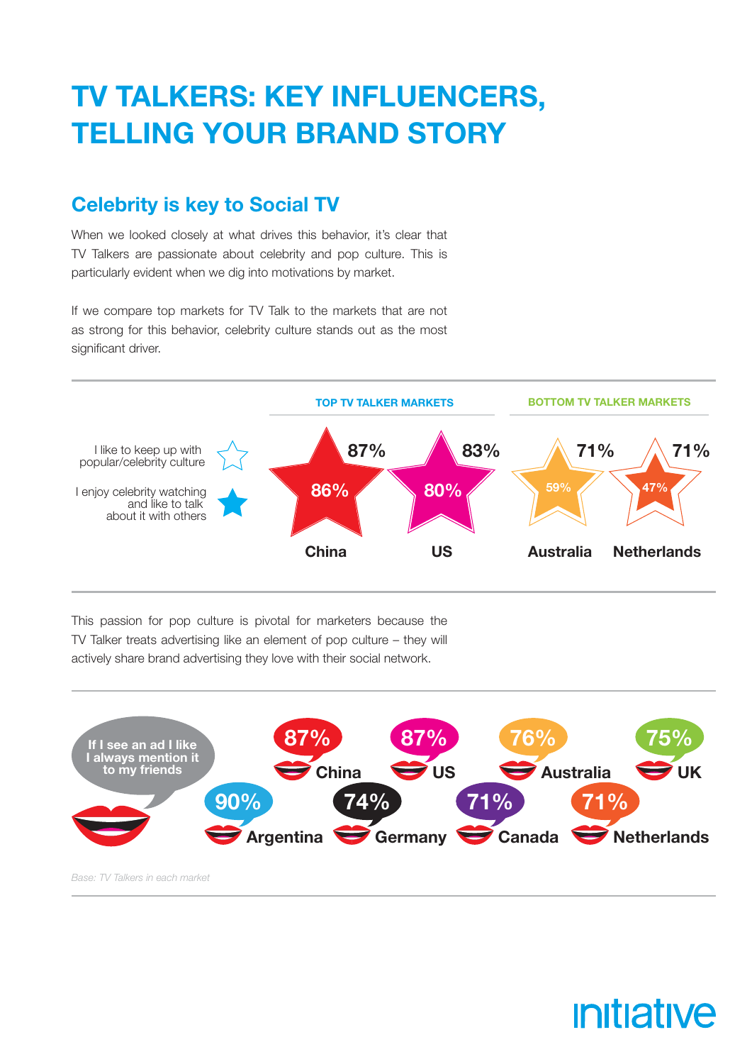# TV TALKERS: KEY INFLUENCERS, TELLING YOUR BRAND STORY

## Celebrity is key to Social TV

When we looked closely at what drives this behavior, it's clear that TV Talkers are passionate about celebrity and pop culture. This is particularly evident when we dig into motivations by market.

If we compare top markets for TV Talk to the markets that are not as strong for this behavior, celebrity culture stands out as the most significant driver.

| | TOP TV TALKER MARKETS | | BOTTOM TV TALKER MARKETS | |
|---|---|---|---|---|
| | China | US | Australia | Netherlands |
| I like to keep up with popular/celebrity culture | 87% | 83% | 71% | 71% |
| I enjoy celebrity watching and like to talk about it with others | 86% | 80% | 59% | 47% |

This passion for pop culture is pivotal for marketers because the TV Talker treats advertising like an element of pop culture – they will actively share brand advertising they love with their social network.

**If I see an ad I like I always mention it to my friends**

| Market | % |
|---|---|
| Argentina | 90% |
| China | 87% |
| US | 87% |
| Australia | 76% |
| UK | 75% |
| Germany | 74% |
| Canada | 71% |
| Netherlands | 71% |

*Base: TV Talkers in each market*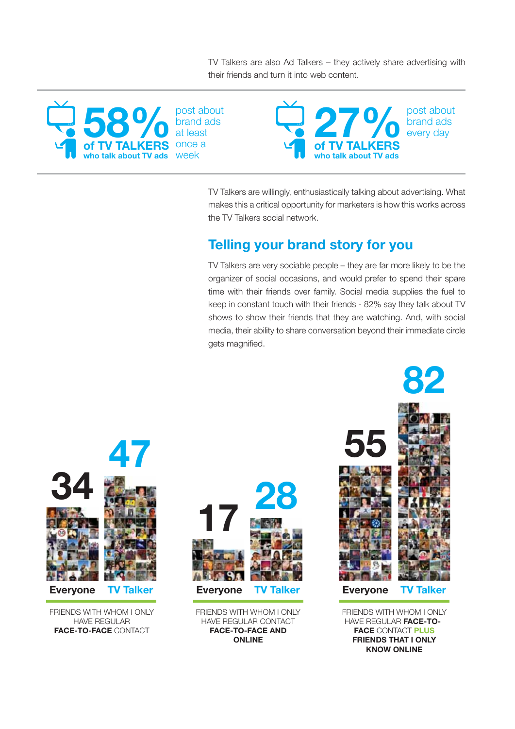TV Talkers are also Ad Talkers – they actively share advertising with their friends and turn it into web content.

**58%** **of TV TALKERS who talk about TV ads** post about brand ads at least once a week

**27%** **of TV TALKERS who talk about TV ads** post about brand ads every day

TV Talkers are willingly, enthusiastically talking about advertising. What makes this a critical opportunity for marketers is how this works across the TV Talkers social network.

## Telling your brand story for you

TV Talkers are very sociable people – they are far more likely to be the organizer of social occasions, and would prefer to spend their spare time with their friends over family. Social media supplies the fuel to keep in constant touch with their friends - 82% say they talk about TV shows to show their friends that they are watching. And, with social media, their ability to share conversation beyond their immediate circle gets magnified.

| | Everyone | TV Talker |
|---|---|---|
| FRIENDS WITH WHOM I ONLY HAVE REGULAR **FACE-TO-FACE** CONTACT | 34 | 47 |
| FRIENDS WITH WHOM I ONLY HAVE REGULAR CONTACT **FACE-TO-FACE AND ONLINE** | 17 | 28 |
| FRIENDS WITH WHOM I ONLY HAVE REGULAR **FACE-TO-FACE** CONTACT **PLUS FRIENDS THAT I ONLY KNOW ONLINE** | 55 | 82 |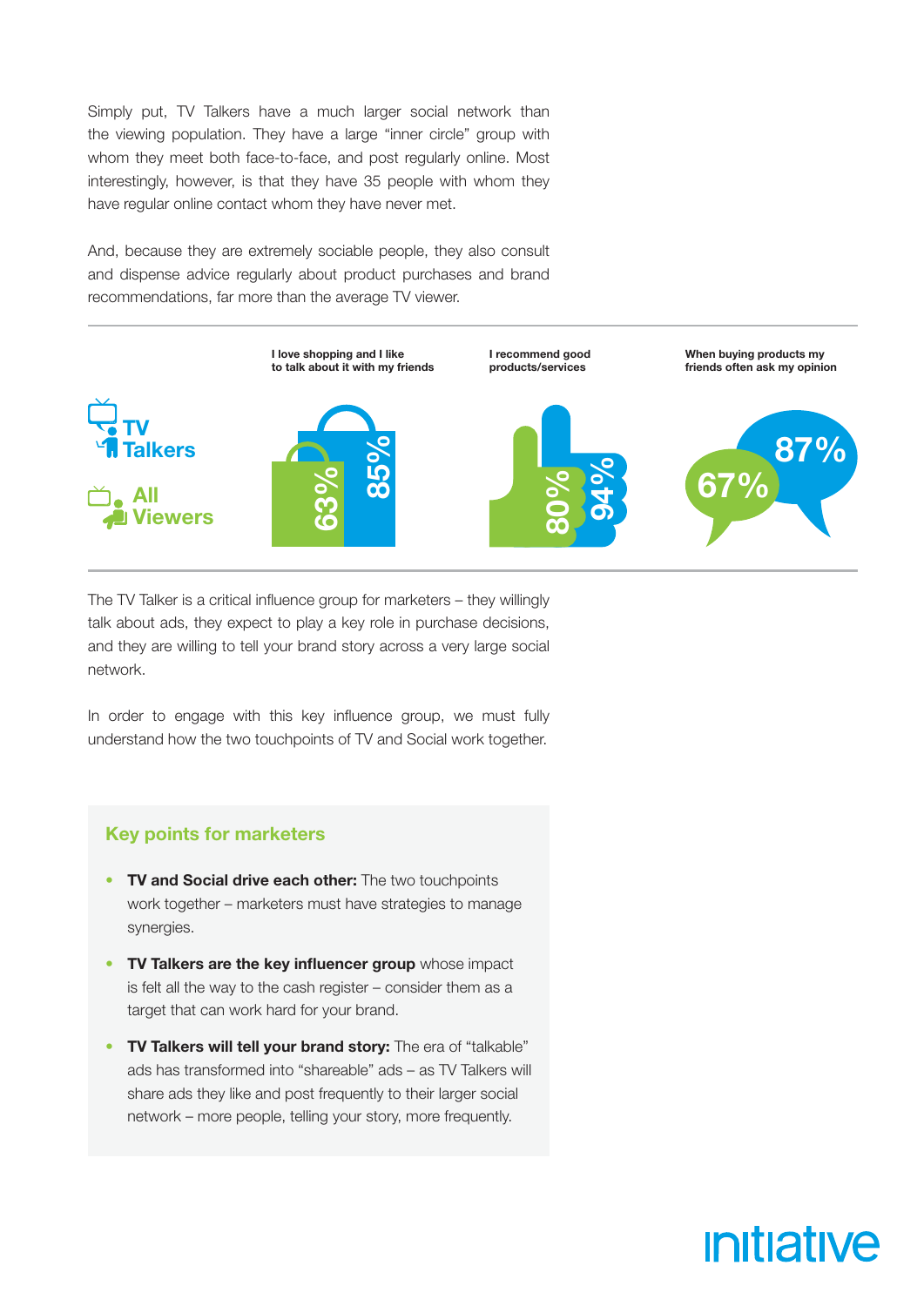Simply put, TV Talkers have a much larger social network than the viewing population. They have a large "inner circle" group with whom they meet both face-to-face, and post regularly online. Most interestingly, however, is that they have 35 people with whom they have regular online contact whom they have never met.

And, because they are extremely sociable people, they also consult and dispense advice regularly about product purchases and brand recommendations, far more than the average TV viewer.

| | I love shopping and I like to talk about it with my friends | I recommend good products/services | When buying products my friends often ask my opinion |
|---|---|---|---|
| TV Talkers | 85% | 94% | 87% |
| All Viewers | 63% | 80% | 67% |

The TV Talker is a critical influence group for marketers – they willingly talk about ads, they expect to play a key role in purchase decisions, and they are willing to tell your brand story across a very large social network.

In order to engage with this key influence group, we must fully understand how the two touchpoints of TV and Social work together.

## Key points for marketers

- **TV and Social drive each other:** The two touchpoints work together – marketers must have strategies to manage synergies.
- **TV Talkers are the key influencer group** whose impact is felt all the way to the cash register – consider them as a target that can work hard for your brand.
- **TV Talkers will tell your brand story:** The era of "talkable" ads has transformed into "shareable" ads – as TV Talkers will share ads they like and post frequently to their larger social network – more people, telling your story, more frequently.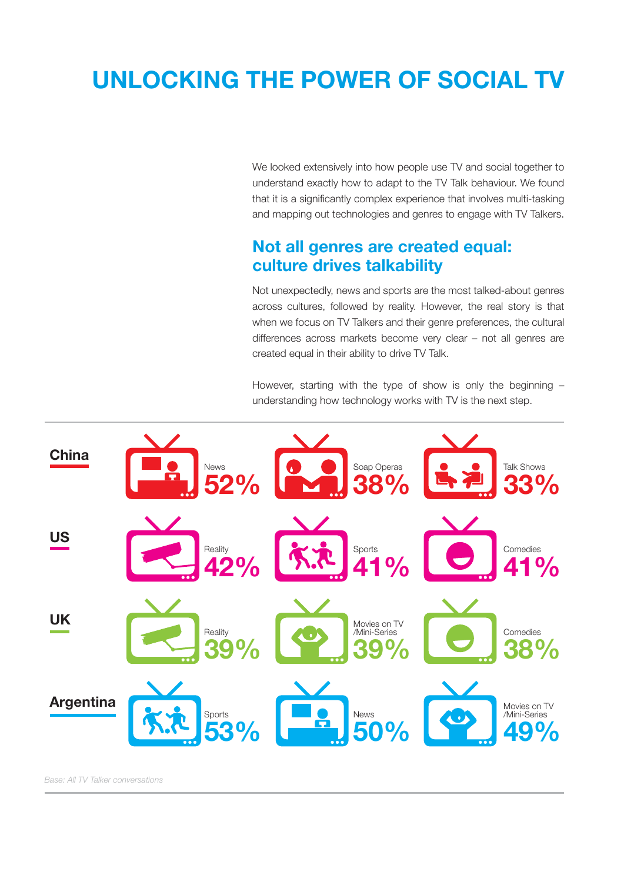# UNLOCKING THE POWER OF SOCIAL TV

We looked extensively into how people use TV and social together to understand exactly how to adapt to the TV Talk behaviour. We found that it is a significantly complex experience that involves multi-tasking and mapping out technologies and genres to engage with TV Talkers.

## Not all genres are created equal: culture drives talkability

Not unexpectedly, news and sports are the most talked-about genres across cultures, followed by reality. However, the real story is that when we focus on TV Talkers and their genre preferences, the cultural differences across markets become very clear – not all genres are created equal in their ability to drive TV Talk.

However, starting with the type of show is only the beginning – understanding how technology works with TV is the next step.

**China**

- News 52%
- Soap Operas 38%
- Talk Shows 33%

**US**

- Reality 42%
- Sports 41%
- Comedies 41%

**UK**

- Reality 39%
- Movies on TV /Mini-Series 39%
- Comedies 38%

**Argentina**

- Sports 53%
- News 50%
- Movies on TV /Mini-Series 49%

*Base: All TV Talker conversations*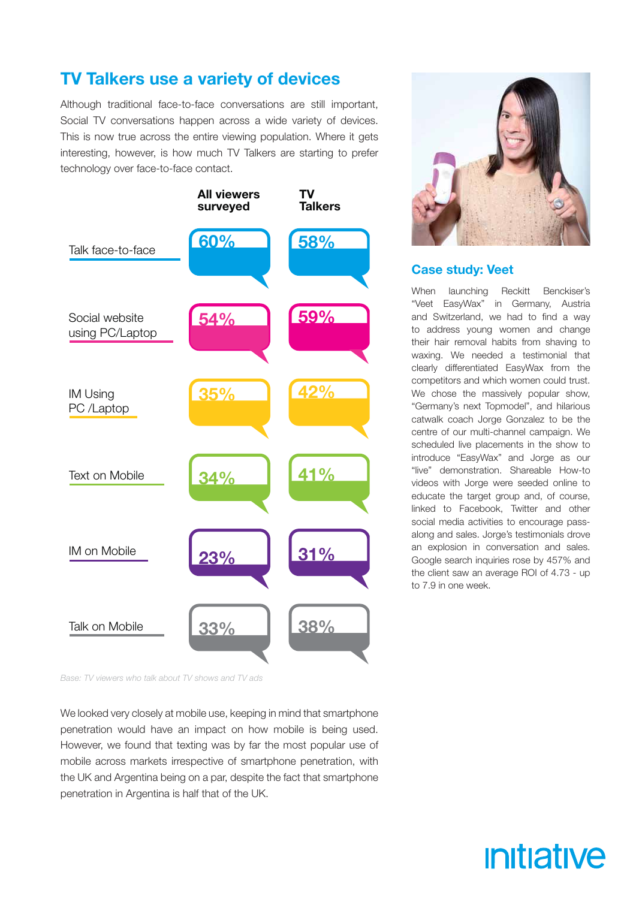## TV Talkers use a variety of devices

Although traditional face-to-face conversations are still important, Social TV conversations happen across a wide variety of devices. This is now true across the entire viewing population. Where it gets interesting, however, is how much TV Talkers are starting to prefer technology over face-to-face contact.

| | All viewers surveyed | TV Talkers |
|---|---|---|
| Talk face-to-face | 60% | 58% |
| Social website using PC/Laptop | 54% | 59% |
| IM Using PC /Laptop | 35% | 42% |
| Text on Mobile | 34% | 41% |
| IM on Mobile | 23% | 31% |
| Talk on Mobile | 33% | 38% |

*Base: TV viewers who talk about TV shows and TV ads*

We looked very closely at mobile use, keeping in mind that smartphone penetration would have an impact on how mobile is being used. However, we found that texting was by far the most popular use of mobile across markets irrespective of smartphone penetration, with the UK and Argentina being on a par, despite the fact that smartphone penetration in Argentina is half that of the UK.

### Case study: Veet

When launching Reckitt Benckiser's "Veet EasyWax" in Germany, Austria and Switzerland, we had to find a way to address young women and change their hair removal habits from shaving to waxing. We needed a testimonial that clearly differentiated EasyWax from the competitors and which women could trust. We chose the massively popular show, "Germany's next Topmodel", and hilarious catwalk coach Jorge Gonzalez to be the centre of our multi-channel campaign. We scheduled live placements in the show to introduce "EasyWax" and Jorge as our "live" demonstration. Shareable How-to videos with Jorge were seeded online to educate the target group and, of course, linked to Facebook, Twitter and other social media activities to encourage pass-along and sales. Jorge's testimonials drove an explosion in conversation and sales. Google search inquiries rose by 457% and the client saw an average ROI of 4.73 - up to 7.9 in one week.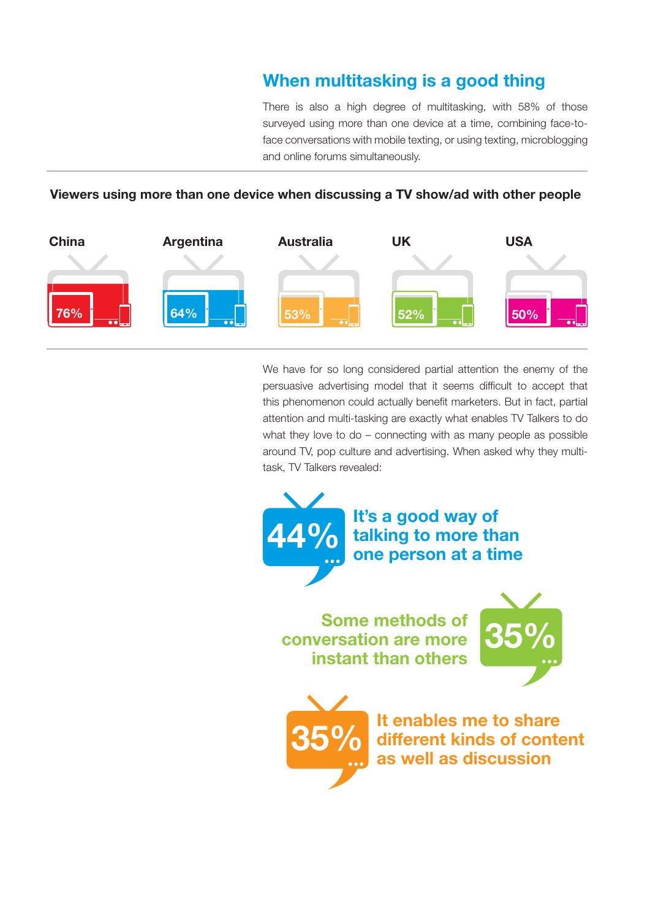## When multitasking is a good thing

There is also a high degree of multitasking, with 58% of those surveyed using more than one device at a time, combining face-to-face conversations with mobile texting, or using texting, microblogging and online forums simultaneously.

**Viewers using more than one device when discussing a TV show/ad with other people**

| China | Argentina | Australia | UK | USA |
|---|---|---|---|---|
| 76% | 64% | 53% | 52% | 50% |

We have for so long considered partial attention the enemy of the persuasive advertising model that it seems difficult to accept that this phenomenon could actually benefit marketers. But in fact, partial attention and multi-tasking are exactly what enables TV Talkers to do what they love to do – connecting with as many people as possible around TV, pop culture and advertising. When asked why they multi-task, TV Talkers revealed:

**44%...** It's a good way of talking to more than one person at a time

**35%...** Some methods of conversation are more instant than others

**35%...** It enables me to share different kinds of content as well as discussion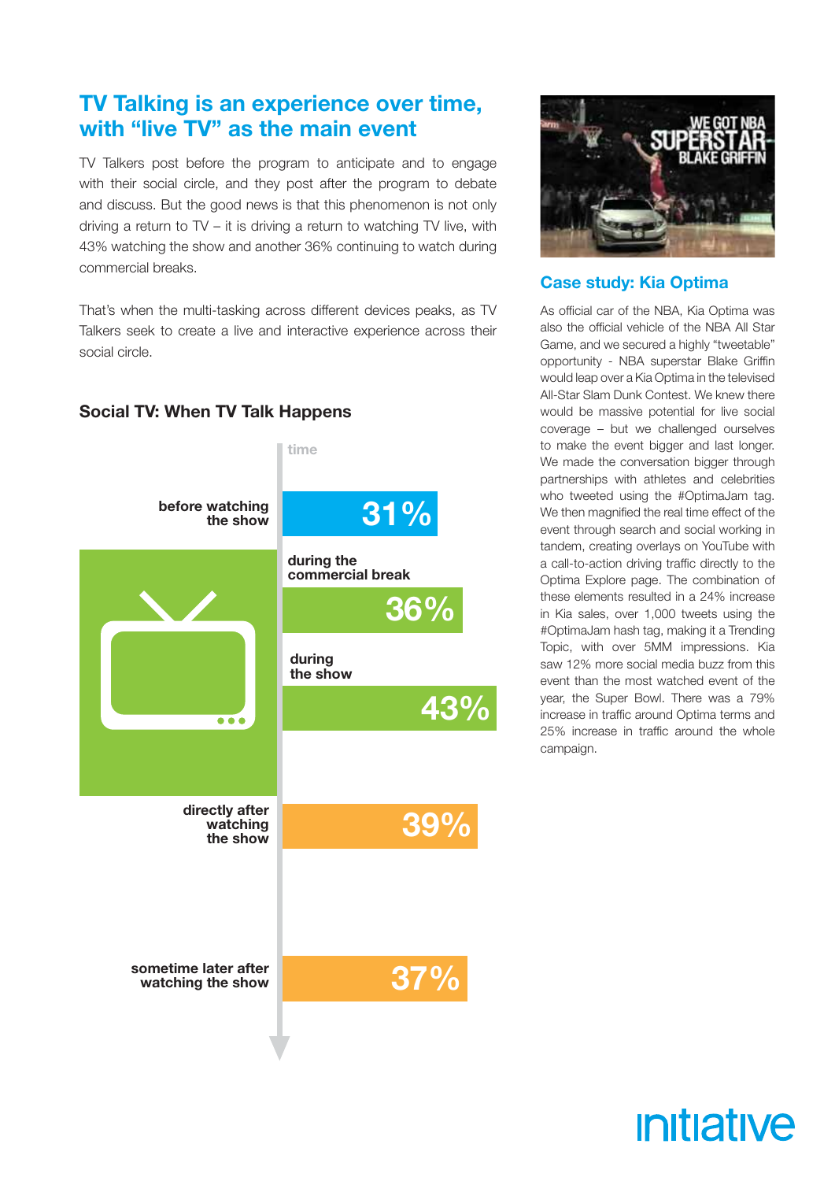## TV Talking is an experience over time, with "live TV" as the main event

TV Talkers post before the program to anticipate and to engage with their social circle, and they post after the program to debate and discuss. But the good news is that this phenomenon is not only driving a return to TV – it is driving a return to watching TV live, with 43% watching the show and another 36% continuing to watch during commercial breaks.

That's when the multi-tasking across different devices peaks, as TV Talkers seek to create a live and interactive experience across their social circle.

### Social TV: When TV Talk Happens

time

| When | % |
|---|---|
| before watching the show | 31% |
| during the commercial break | 36% |
| during the show | 43% |
| directly after watching the show | 39% |
| sometime later after watching the show | 37% |

WE GOT NBA SUPERSTAR BLAKE GRIFFIN

### Case study: Kia Optima

As official car of the NBA, Kia Optima was also the official vehicle of the NBA All Star Game, and we secured a highly "tweetable" opportunity - NBA superstar Blake Griffin would leap over a Kia Optima in the televised All-Star Slam Dunk Contest. We knew there would be massive potential for live social coverage – but we challenged ourselves to make the event bigger and last longer. We made the conversation bigger through partnerships with athletes and celebrities who tweeted using the #OptimaJam tag. We then magnified the real time effect of the event through search and social working in tandem, creating overlays on YouTube with a call-to-action driving traffic directly to the Optima Explore page. The combination of these elements resulted in a 24% increase in Kia sales, over 1,000 tweets using the #OptimaJam hash tag, making it a Trending Topic, with over 5MM impressions. Kia saw 12% more social media buzz from this event than the most watched event of the year, the Super Bowl. There was a 79% increase in traffic around Optima terms and 25% increase in traffic around the whole campaign.

initiative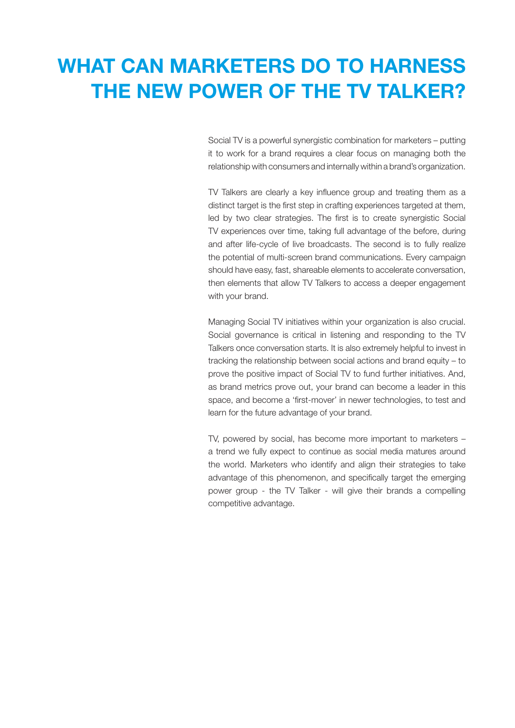# WHAT CAN MARKETERS DO TO HARNESS THE NEW POWER OF THE TV TALKER?

Social TV is a powerful synergistic combination for marketers – putting it to work for a brand requires a clear focus on managing both the relationship with consumers and internally within a brand's organization.

TV Talkers are clearly a key influence group and treating them as a distinct target is the first step in crafting experiences targeted at them, led by two clear strategies. The first is to create synergistic Social TV experiences over time, taking full advantage of the before, during and after life-cycle of live broadcasts. The second is to fully realize the potential of multi-screen brand communications. Every campaign should have easy, fast, shareable elements to accelerate conversation, then elements that allow TV Talkers to access a deeper engagement with your brand.

Managing Social TV initiatives within your organization is also crucial. Social governance is critical in listening and responding to the TV Talkers once conversation starts. It is also extremely helpful to invest in tracking the relationship between social actions and brand equity – to prove the positive impact of Social TV to fund further initiatives. And, as brand metrics prove out, your brand can become a leader in this space, and become a 'first-mover' in newer technologies, to test and learn for the future advantage of your brand.

TV, powered by social, has become more important to marketers – a trend we fully expect to continue as social media matures around the world. Marketers who identify and align their strategies to take advantage of this phenomenon, and specifically target the emerging power group - the TV Talker - will give their brands a compelling competitive advantage.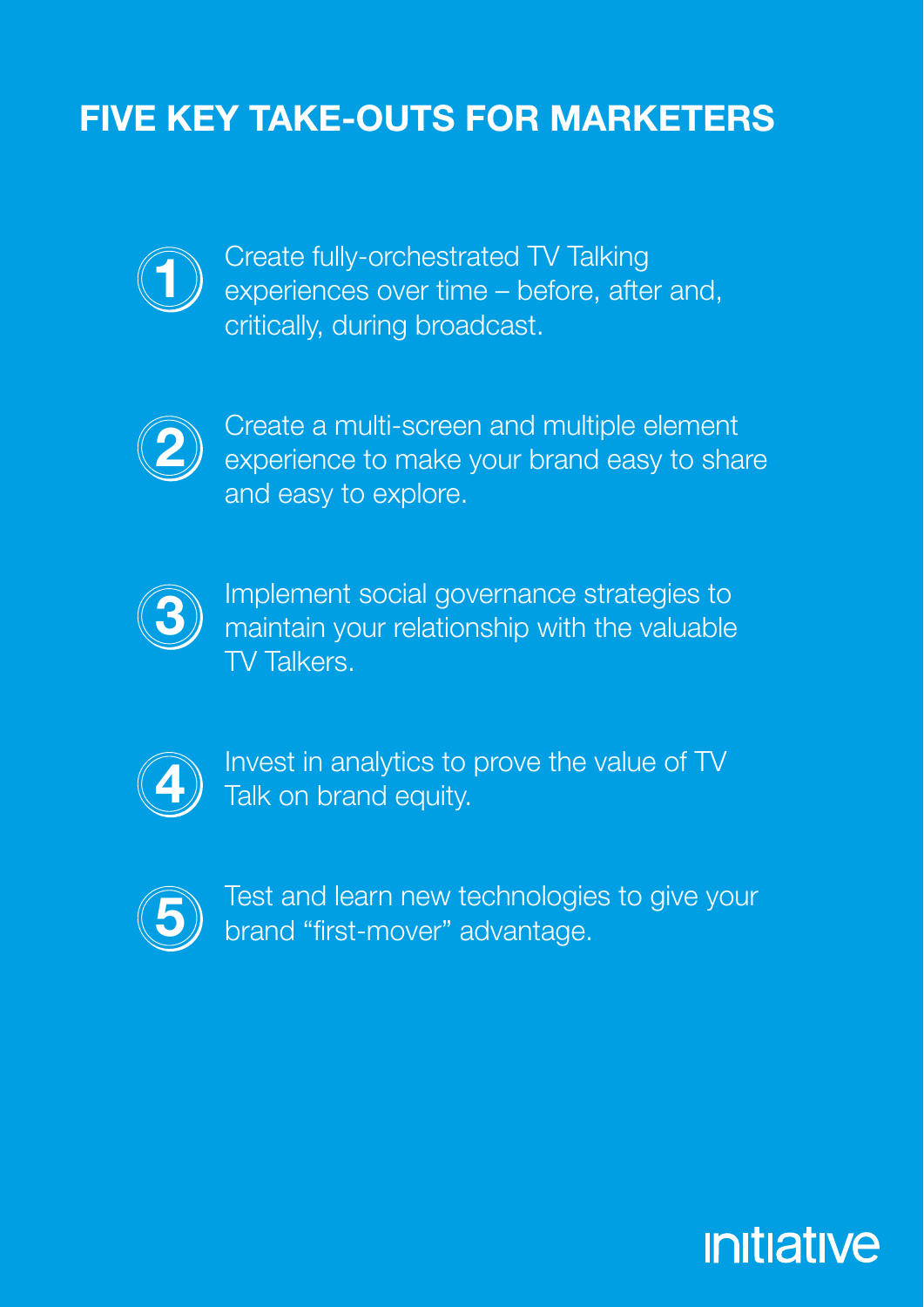# FIVE KEY TAKE-OUTS FOR MARKETERS

1. Create fully-orchestrated TV Talking experiences over time – before, after and, critically, during broadcast.
2. Create a multi-screen and multiple element experience to make your brand easy to share and easy to explore.
3. Implement social governance strategies to maintain your relationship with the valuable TV Talkers.
4. Invest in analytics to prove the value of TV Talk on brand equity.
5. Test and learn new technologies to give your brand "first-mover" advantage.

initiative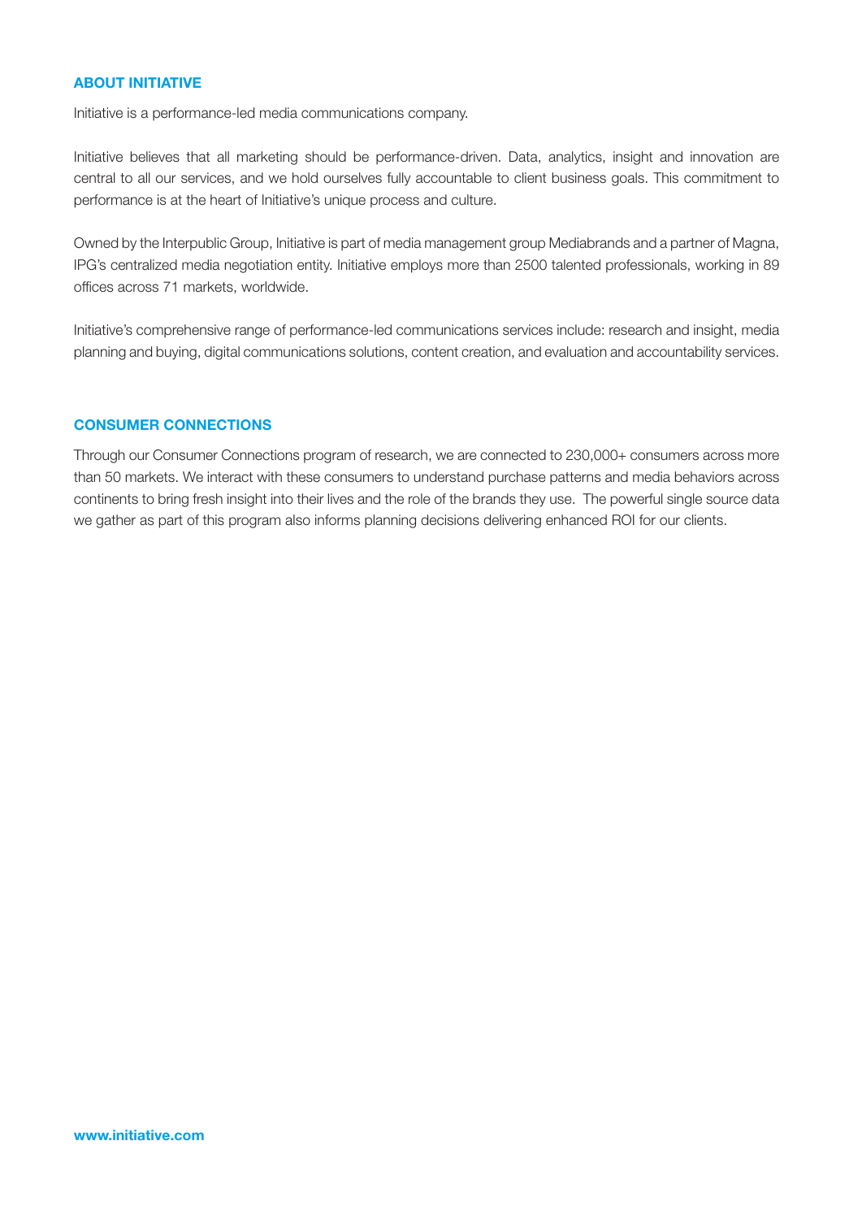## ABOUT INITIATIVE

Initiative is a performance-led media communications company.

Initiative believes that all marketing should be performance-driven. Data, analytics, insight and innovation are central to all our services, and we hold ourselves fully accountable to client business goals. This commitment to performance is at the heart of Initiative's unique process and culture.

Owned by the Interpublic Group, Initiative is part of media management group Mediabrands and a partner of Magna, IPG's centralized media negotiation entity. Initiative employs more than 2500 talented professionals, working in 89 offices across 71 markets, worldwide.

Initiative's comprehensive range of performance-led communications services include: research and insight, media planning and buying, digital communications solutions, content creation, and evaluation and accountability services.

## CONSUMER CONNECTIONS

Through our Consumer Connections program of research, we are connected to 230,000+ consumers across more than 50 markets. We interact with these consumers to understand purchase patterns and media behaviors across continents to bring fresh insight into their lives and the role of the brands they use. The powerful single source data we gather as part of this program also informs planning decisions delivering enhanced ROI for our clients.

**www.initiative.com**